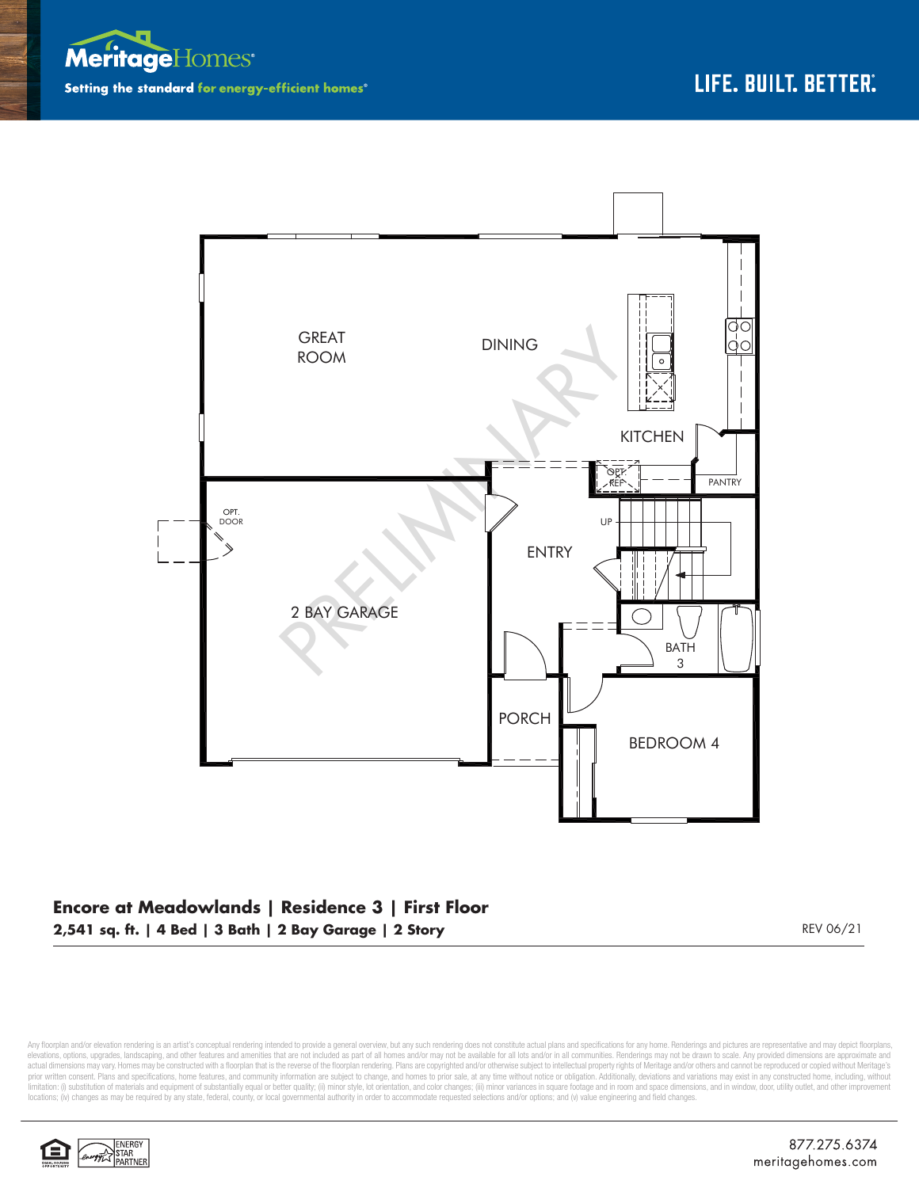MeritageHomes®

Setting the standard for energy-efficient homes®

LIFE. BUILT. BETTER.®

GREAT ROOM

DINING

KITCHEN

OPT. REF

PANTRY

OPT. DOOR

UP

ENTRY

2 BAY GARAGE

BATH 3

PORCH

BEDROOM 4

PRELIMINARY

**Encore at Meadowlands | Residence 3 | First Floor**

**2,541 sq. ft. | 4 Bed | 3 Bath | 2 Bay Garage | 2 Story**

REV 06/21

Any floorplan and/or elevation rendering is an artist's conceptual rendering intended to provide a general overview, but any such rendering does not constitute actual plans and specifications for any home. Renderings and pictures are representative and may depict floorplans, elevations, options, upgrades, landscaping, and other features and amenities that are not included as part of all homes and/or may not be available for all lots and/or in all communities. Renderings may not be drawn to scale. Any provided dimensions are approximate and actual dimensions may vary. Homes may be constructed with a floorplan that is the reverse of the floorplan rendering. Plans are copyrighted and/or otherwise subject to intellectual property rights of Meritage and/or others and cannot be reproduced or copied without Meritage's prior written consent. Plans and specifications, home features, and community information are subject to change, and homes to prior sale, at any time without notice or obligation. Additionally, deviations and variations may exist in any constructed home, including, without limitation: (i) substitution of materials and equipment of substantially equal or better quality; (ii) minor style, lot orientation, and color changes; (iii) minor variances in square footage and in room and space dimensions, and in window, door, utility outlet, and other improvement locations; (iv) changes as may be required by any state, federal, county, or local governmental authority in order to accommodate requested selections and/or options; and (v) value engineering and field changes.

ENERGY STAR PARTNER

877.275.6374
meritagehomes.com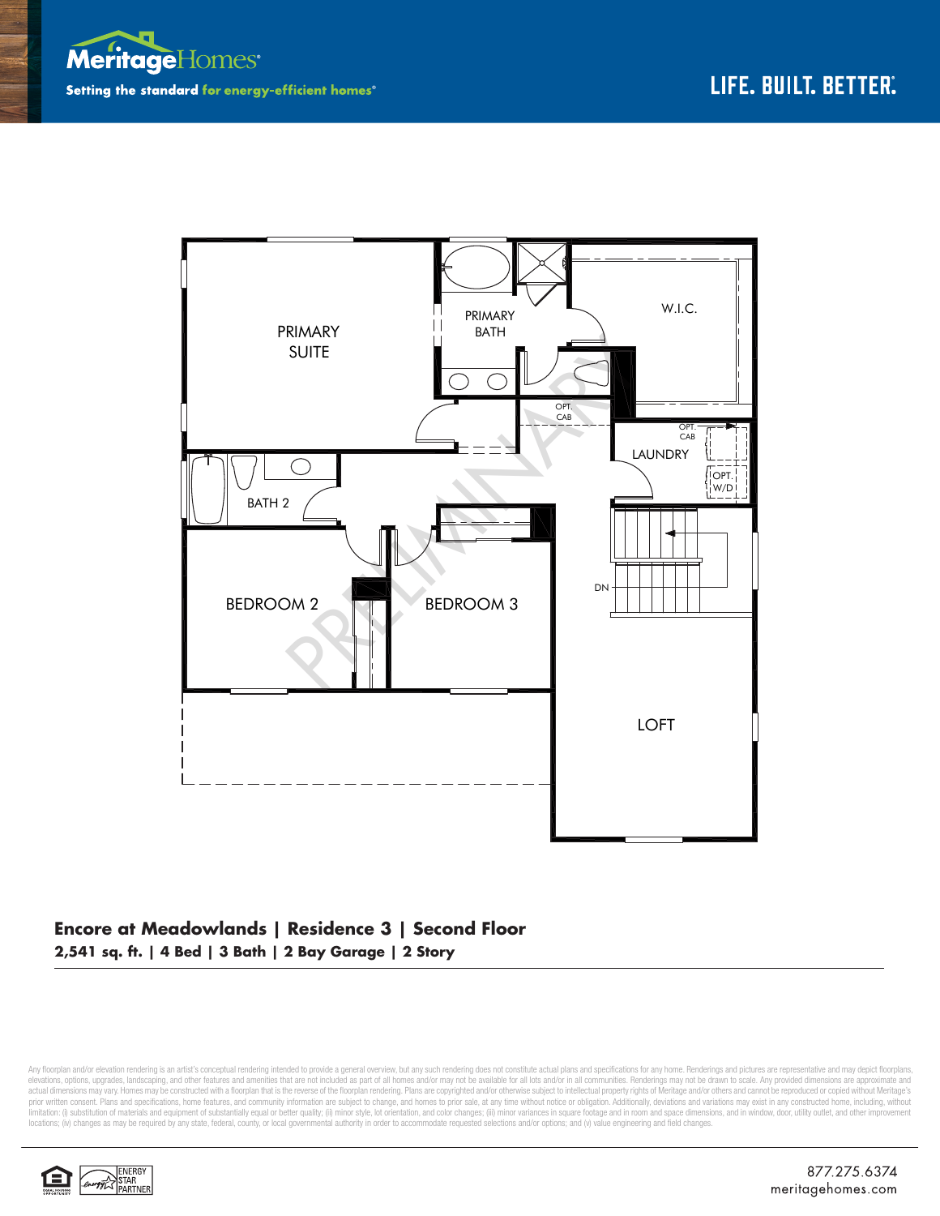MeritageHomes®

Setting the standard for energy-efficient homes®

LIFE. BUILT. BETTER.®

PRIMARY SUITE

PRIMARY BATH

W.I.C.

OPT. CAB

OPT. CAB

LAUNDRY

OPT. W/D

BATH 2

BEDROOM 2

BEDROOM 3

DN

LOFT

PRELIMINARY

## Encore at Meadowlands | Residence 3 | Second Floor

**2,541 sq. ft. | 4 Bed | 3 Bath | 2 Bay Garage | 2 Story**

Any floorplan and/or elevation rendering is an artist's conceptual rendering intended to provide a general overview, but any such rendering does not constitute actual plans and specifications for any home. Renderings and pictures are representative and may depict floorplans, elevations, options, upgrades, landscaping, and other features and amenities that are not included as part of all homes and/or may not be available for all lots and/or in all communities. Renderings may not be drawn to scale. Any provided dimensions are approximate and actual dimensions may vary. Homes may be constructed with a floorplan that is the reverse of the floorplan rendering. Plans are copyrighted and/or otherwise subject to intellectual property rights of Meritage and/or others and cannot be reproduced or copied without Meritage's prior written consent. Plans and specifications, home features, and community information are subject to change, and homes to prior sale, at any time without notice or obligation. Additionally, deviations and variations may exist in any constructed home, including, without limitation: (i) substitution of materials and equipment of substantially equal or better quality; (ii) minor style, lot orientation, and color changes; (iii) minor variances in square footage and in room and space dimensions, and in window, door, utility outlet, and other improvement locations; (iv) changes as may be required by any state, federal, county, or local governmental authority in order to accommodate requested selections and/or options; and (v) value engineering and field changes.

ENERGY STAR PARTNER

877.275.6374
meritagehomes.com